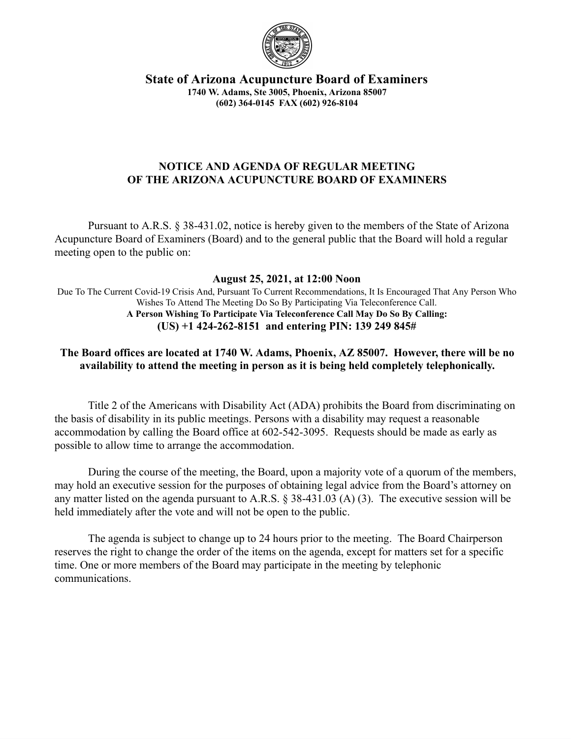# State of Arizona Acupuncture Board of Examiners

**1740 W. Adams, Ste 3005, Phoenix, Arizona 85007**
**(602) 364-0145 FAX (602) 926-8104**

## NOTICE AND AGENDA OF REGULAR MEETING OF THE ARIZONA ACUPUNCTURE BOARD OF EXAMINERS

Pursuant to A.R.S. § 38-431.02, notice is hereby given to the members of the State of Arizona Acupuncture Board of Examiners (Board) and to the general public that the Board will hold a regular meeting open to the public on:

**August 25, 2021, at 12:00 Noon**

Due To The Current Covid-19 Crisis And, Pursuant To Current Recommendations, It Is Encouraged That Any Person Who Wishes To Attend The Meeting Do So By Participating Via Teleconference Call.

**A Person Wishing To Participate Via Teleconference Call May Do So By Calling:**

**(US) +1 424-262-8151 and entering PIN: 139 249 845#**

**The Board offices are located at 1740 W. Adams, Phoenix, AZ 85007. However, there will be no availability to attend the meeting in person as it is being held completely telephonically.**

Title 2 of the Americans with Disability Act (ADA) prohibits the Board from discriminating on the basis of disability in its public meetings. Persons with a disability may request a reasonable accommodation by calling the Board office at 602-542-3095. Requests should be made as early as possible to allow time to arrange the accommodation.

During the course of the meeting, the Board, upon a majority vote of a quorum of the members, may hold an executive session for the purposes of obtaining legal advice from the Board's attorney on any matter listed on the agenda pursuant to A.R.S. § 38-431.03 (A) (3). The executive session will be held immediately after the vote and will not be open to the public.

The agenda is subject to change up to 24 hours prior to the meeting. The Board Chairperson reserves the right to change the order of the items on the agenda, except for matters set for a specific time. One or more members of the Board may participate in the meeting by telephonic communications.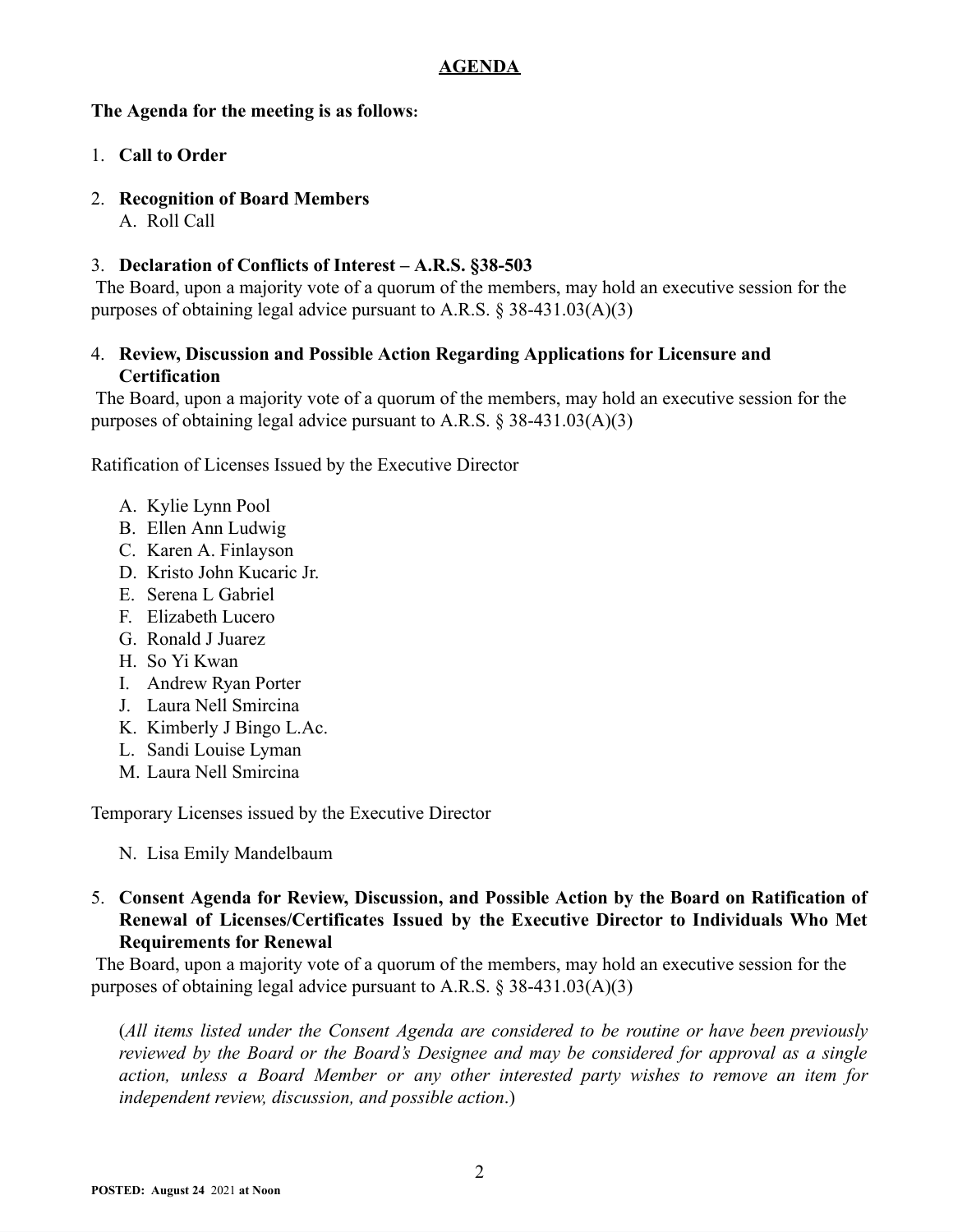## AGENDA

**The Agenda for the meeting is as follows:**

1. **Call to Order**

2. **Recognition of Board Members**
   A. Roll Call

3. **Declaration of Conflicts of Interest – A.R.S. §38-503**
   The Board, upon a majority vote of a quorum of the members, may hold an executive session for the purposes of obtaining legal advice pursuant to A.R.S. § 38-431.03(A)(3)

4. **Review, Discussion and Possible Action Regarding Applications for Licensure and Certification**
   The Board, upon a majority vote of a quorum of the members, may hold an executive session for the purposes of obtaining legal advice pursuant to A.R.S. § 38-431.03(A)(3)

Ratification of Licenses Issued by the Executive Director

A. Kylie Lynn Pool
B. Ellen Ann Ludwig
C. Karen A. Finlayson
D. Kristo John Kucaric Jr.
E. Serena L Gabriel
F. Elizabeth Lucero
G. Ronald J Juarez
H. So Yi Kwan
I. Andrew Ryan Porter
J. Laura Nell Smircina
K. Kimberly J Bingo L.Ac.
L. Sandi Louise Lyman
M. Laura Nell Smircina

Temporary Licenses issued by the Executive Director

N. Lisa Emily Mandelbaum

5. **Consent Agenda for Review, Discussion, and Possible Action by the Board on Ratification of Renewal of Licenses/Certificates Issued by the Executive Director to Individuals Who Met Requirements for Renewal**
   The Board, upon a majority vote of a quorum of the members, may hold an executive session for the purposes of obtaining legal advice pursuant to A.R.S. § 38-431.03(A)(3)

   (*All items listed under the Consent Agenda are considered to be routine or have been previously reviewed by the Board or the Board's Designee and may be considered for approval as a single action, unless a Board Member or any other interested party wishes to remove an item for independent review, discussion, and possible action*.)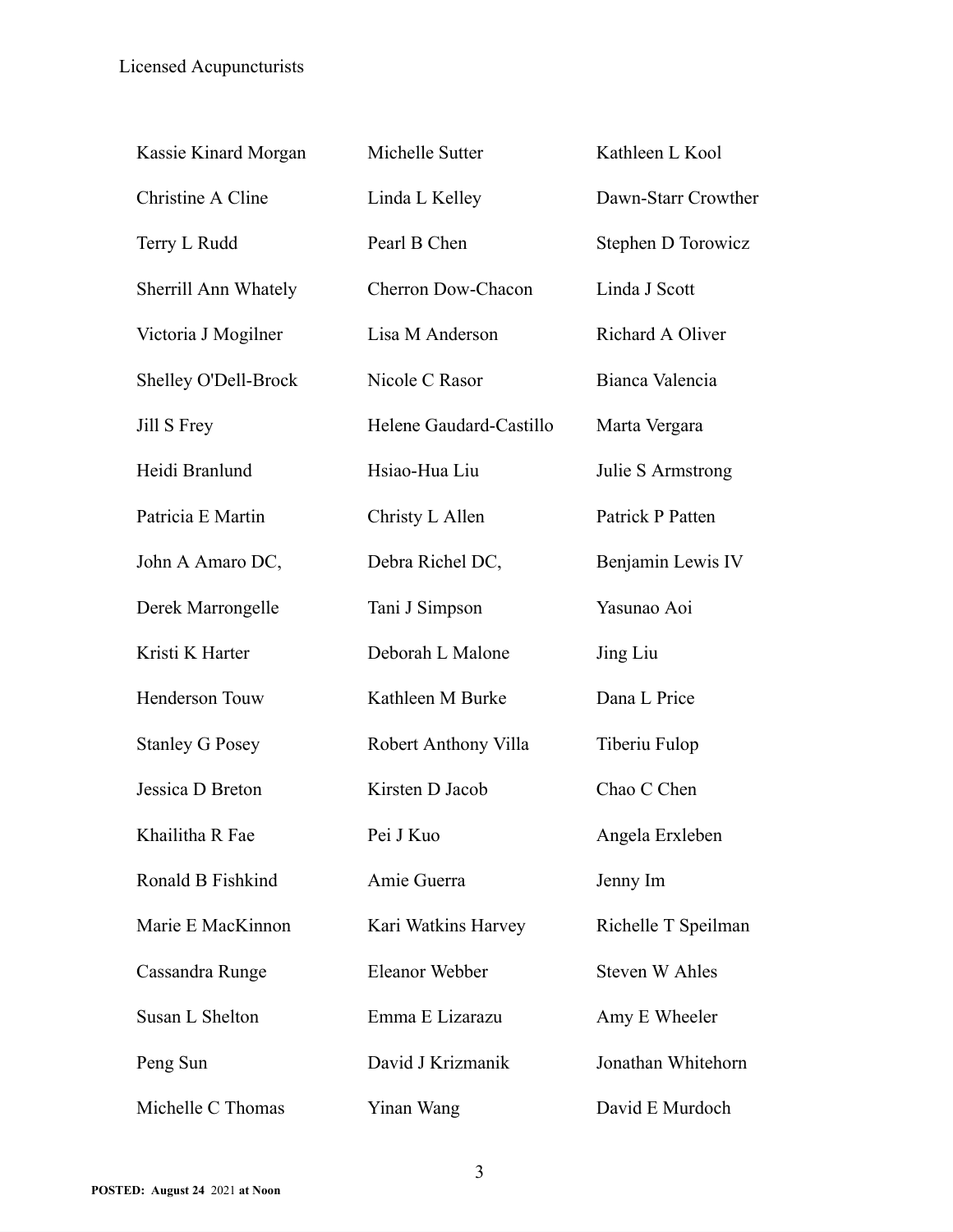Licensed Acupuncturists

Kassie Kinard Morgan

Christine A Cline

Terry L Rudd

Sherrill Ann Whately

Victoria J Mogilner

Shelley O'Dell-Brock

Jill S Frey

Heidi Branlund

Patricia E Martin

John A Amaro DC,

Derek Marrongelle

Kristi K Harter

Henderson Touw

Stanley G Posey

Jessica D Breton

Khailitha R Fae

Ronald B Fishkind

Marie E MacKinnon

Cassandra Runge

Susan L Shelton

Peng Sun

Michelle C Thomas

Michelle Sutter

Linda L Kelley

Pearl B Chen

Cherron Dow-Chacon

Lisa M Anderson

Nicole C Rasor

Helene Gaudard-Castillo

Hsiao-Hua Liu

Christy L Allen

Debra Richel DC,

Tani J Simpson

Deborah L Malone

Kathleen M Burke

Robert Anthony Villa

Kirsten D Jacob

Pei J Kuo

Amie Guerra

Kari Watkins Harvey

Eleanor Webber

Emma E Lizarazu

David J Krizmanik

Yinan Wang

Kathleen L Kool

Dawn-Starr Crowther

Stephen D Torowicz

Linda J Scott

Richard A Oliver

Bianca Valencia

Marta Vergara

Julie S Armstrong

Patrick P Patten

Benjamin Lewis IV

Yasunao Aoi

Jing Liu

Dana L Price

Tiberiu Fulop

Chao C Chen

Angela Erxleben

Jenny Im

Richelle T Speilman

Steven W Ahles

Amy E Wheeler

Jonathan Whitehorn

David E Murdoch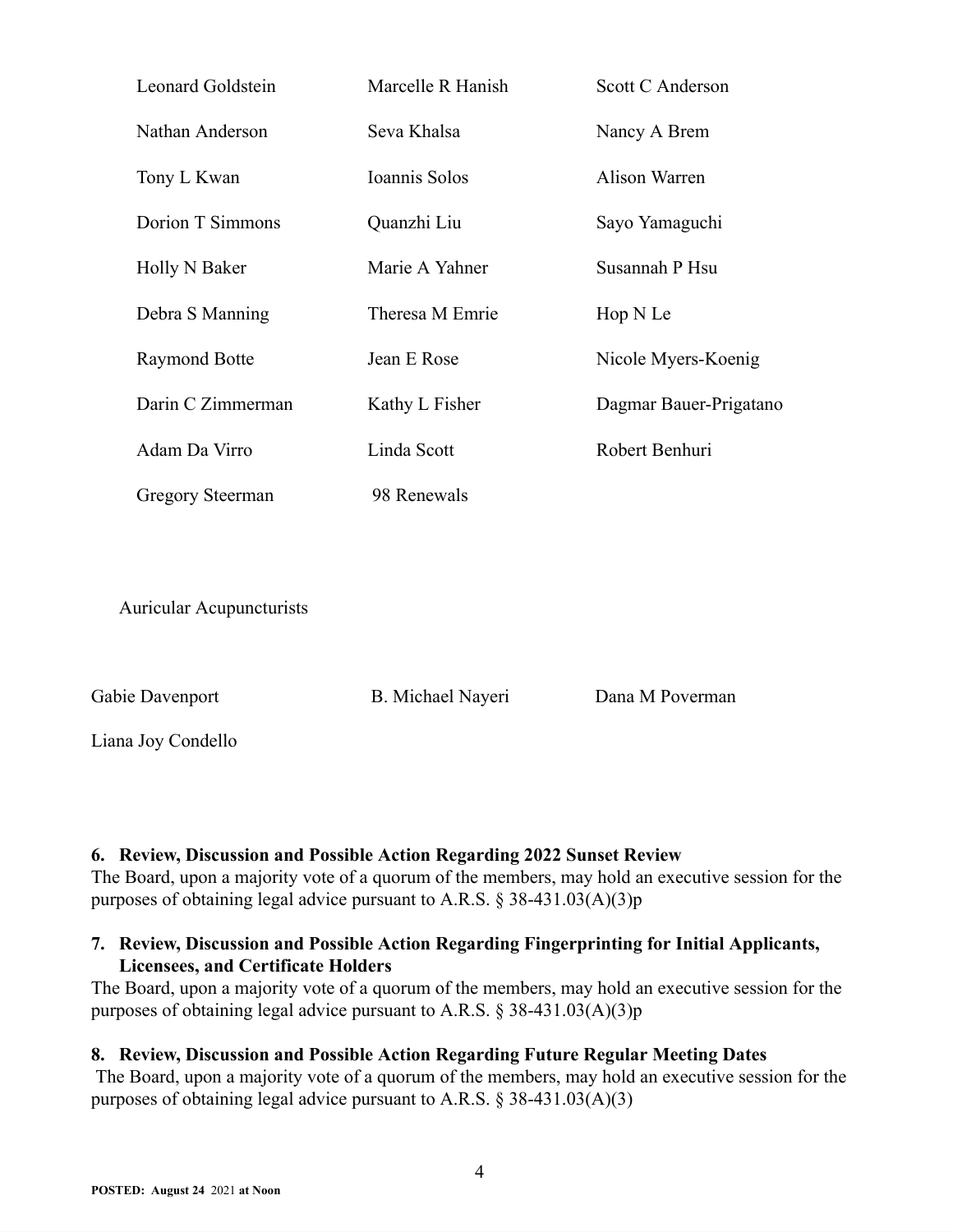| | | |
|---|---|---|
| Leonard Goldstein | Marcelle R Hanish | Scott C Anderson |
| Nathan Anderson | Seva Khalsa | Nancy A Brem |
| Tony L Kwan | Ioannis Solos | Alison Warren |
| Dorion T Simmons | Quanzhi Liu | Sayo Yamaguchi |
| Holly N Baker | Marie A Yahner | Susannah P Hsu |
| Debra S Manning | Theresa M Emrie | Hop N Le |
| Raymond Botte | Jean E Rose | Nicole Myers-Koenig |
| Darin C Zimmerman | Kathy L Fisher | Dagmar Bauer-Prigatano |
| Adam Da Virro | Linda Scott | Robert Benhuri |
| Gregory Steerman | 98 Renewals | |

Auricular Acupuncturists

| | | |
|---|---|---|
| Gabie Davenport | B. Michael Nayeri | Dana M Poverman |
| Liana Joy Condello | | |

**6. Review, Discussion and Possible Action Regarding 2022 Sunset Review**
The Board, upon a majority vote of a quorum of the members, may hold an executive session for the purposes of obtaining legal advice pursuant to A.R.S. § 38-431.03(A)(3)p

**7. Review, Discussion and Possible Action Regarding Fingerprinting for Initial Applicants, Licensees, and Certificate Holders**
The Board, upon a majority vote of a quorum of the members, may hold an executive session for the purposes of obtaining legal advice pursuant to A.R.S. § 38-431.03(A)(3)p

**8. Review, Discussion and Possible Action Regarding Future Regular Meeting Dates**
The Board, upon a majority vote of a quorum of the members, may hold an executive session for the purposes of obtaining legal advice pursuant to A.R.S. § 38-431.03(A)(3)

**POSTED: August 24** 2021 **at Noon**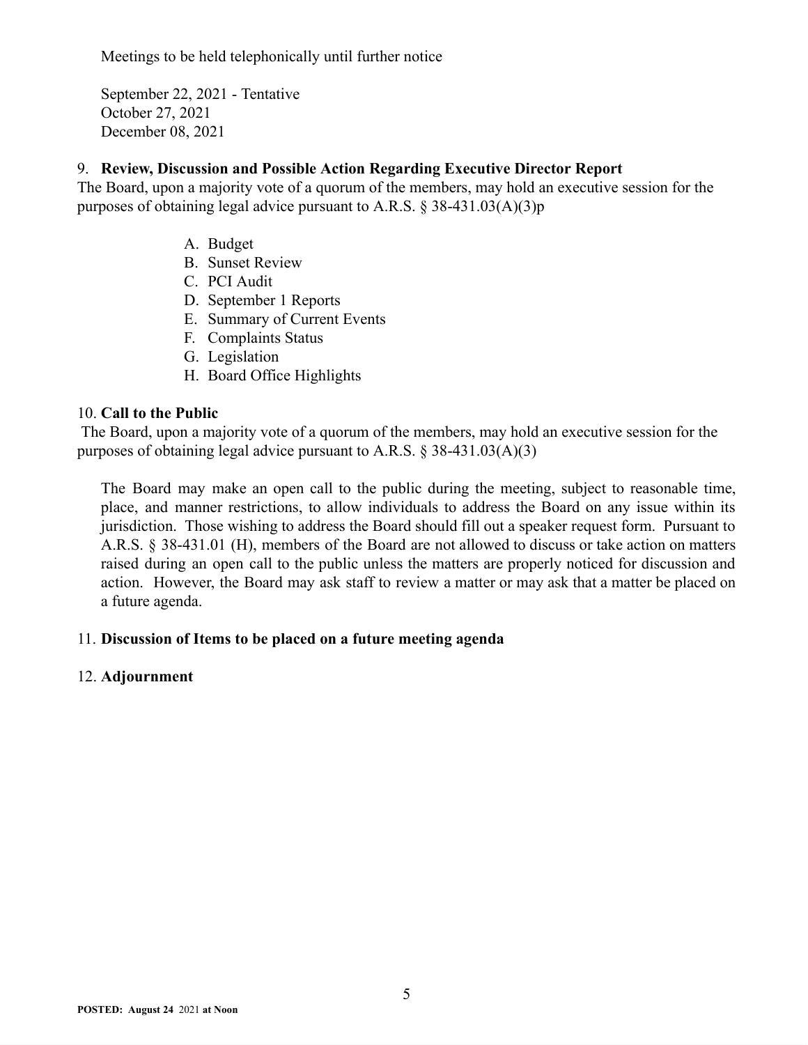Meetings to be held telephonically until further notice

September 22, 2021 - Tentative
October 27, 2021
December 08, 2021

9. **Review, Discussion and Possible Action Regarding Executive Director Report**
The Board, upon a majority vote of a quorum of the members, may hold an executive session for the purposes of obtaining legal advice pursuant to A.R.S. § 38-431.03(A)(3)p

A. Budget
B. Sunset Review
C. PCI Audit
D. September 1 Reports
E. Summary of Current Events
F. Complaints Status
G. Legislation
H. Board Office Highlights

10. **Call to the Public**
The Board, upon a majority vote of a quorum of the members, may hold an executive session for the purposes of obtaining legal advice pursuant to A.R.S. § 38-431.03(A)(3)

The Board may make an open call to the public during the meeting, subject to reasonable time, place, and manner restrictions, to allow individuals to address the Board on any issue within its jurisdiction. Those wishing to address the Board should fill out a speaker request form. Pursuant to A.R.S. § 38-431.01 (H), members of the Board are not allowed to discuss or take action on matters raised during an open call to the public unless the matters are properly noticed for discussion and action. However, the Board may ask staff to review a matter or may ask that a matter be placed on a future agenda.

11. **Discussion of Items to be placed on a future meeting agenda**

12. **Adjournment**

**POSTED: August 24** 2021 **at Noon**